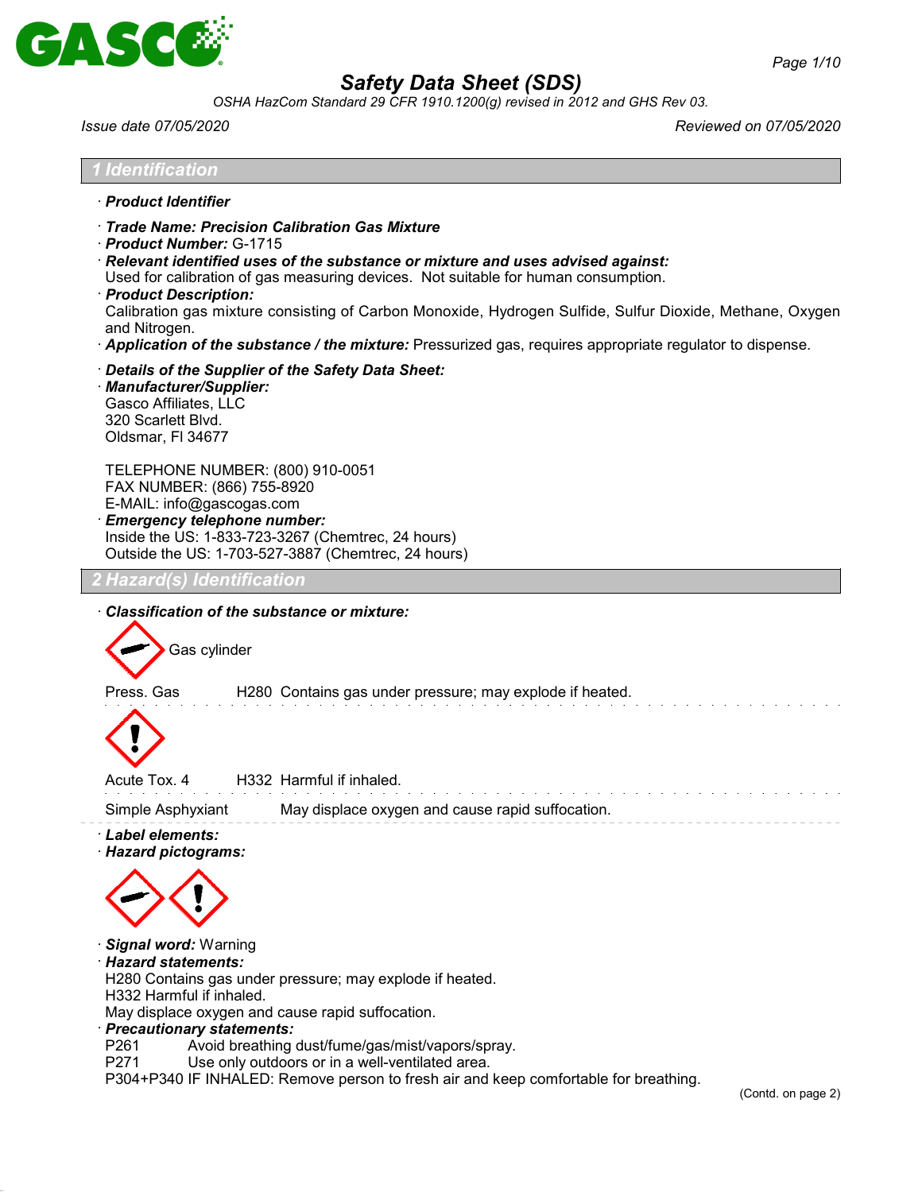# Safety Data Sheet (SDS)

*OSHA HazCom Standard 29 CFR 1910.1200(g) revised in 2012 and GHS Rev 03.*

*Issue date 07/05/2020* *Reviewed on 07/05/2020*

## 1 Identification

· **Product Identifier**

· **Trade Name: Precision Calibration Gas Mixture**
· **Product Number:** G-1715
· **Relevant identified uses of the substance or mixture and uses advised against:**
Used for calibration of gas measuring devices. Not suitable for human consumption.
· **Product Description:**
Calibration gas mixture consisting of Carbon Monoxide, Hydrogen Sulfide, Sulfur Dioxide, Methane, Oxygen and Nitrogen.
· **Application of the substance / the mixture:** Pressurized gas, requires appropriate regulator to dispense.

· **Details of the Supplier of the Safety Data Sheet:**
· **Manufacturer/Supplier:**
Gasco Affiliates, LLC
320 Scarlett Blvd.
Oldsmar, Fl 34677

TELEPHONE NUMBER: (800) 910-0051
FAX NUMBER: (866) 755-8920
E-MAIL: info@gascogas.com
· **Emergency telephone number:**
Inside the US: 1-833-723-3267 (Chemtrec, 24 hours)
Outside the US: 1-703-527-3887 (Chemtrec, 24 hours)

## 2 Hazard(s) Identification

· **Classification of the substance or mixture:**

Gas cylinder

Press. Gas H280 Contains gas under pressure; may explode if heated.

Acute Tox. 4 H332 Harmful if inhaled.

Simple Asphyxiant May displace oxygen and cause rapid suffocation.

· **Label elements:**
· **Hazard pictograms:**

· **Signal word:** Warning
· **Hazard statements:**
H280 Contains gas under pressure; may explode if heated.
H332 Harmful if inhaled.
May displace oxygen and cause rapid suffocation.
· **Precautionary statements:**
P261 Avoid breathing dust/fume/gas/mist/vapors/spray.
P271 Use only outdoors or in a well-ventilated area.
P304+P340 IF INHALED: Remove person to fresh air and keep comfortable for breathing.

(Contd. on page 2)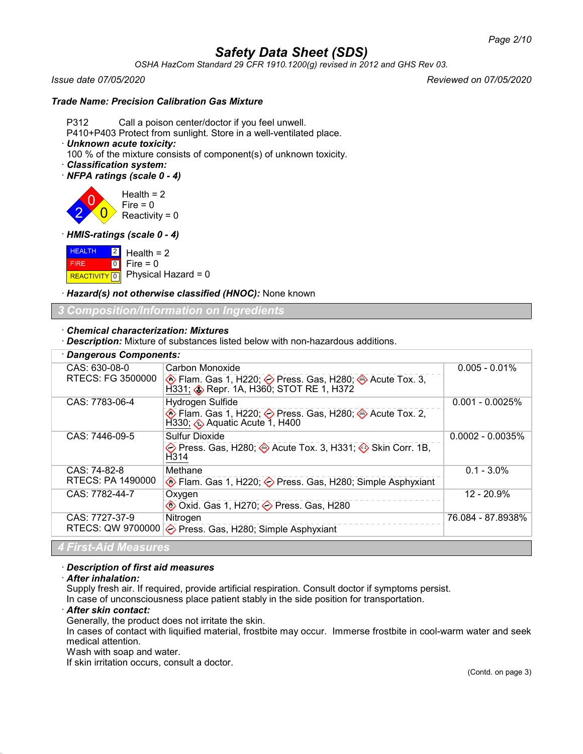**Trade Name: Precision Calibration Gas Mixture**

P312 Call a poison center/doctor if you feel unwell.
P410+P403 Protect from sunlight. Store in a well-ventilated place.

· ***Unknown acute toxicity:***
100 % of the mixture consists of component(s) of unknown toxicity.

· ***Classification system:***

· ***NFPA ratings (scale 0 - 4)***

Health = 2
Fire = 0
Reactivity = 0

· ***HMIS-ratings (scale 0 - 4)***

| | |
|---|---|
| HEALTH | 2 |
| FIRE | 0 |
| REACTIVITY | 0 |

Health = 2
Fire = 0
Physical Hazard = 0

· ***Hazard(s) not otherwise classified (HNOC):*** None known

## 3 Composition/Information on Ingredients

· ***Chemical characterization: Mixtures***
· ***Description:*** Mixture of substances listed below with non-hazardous additions.

· ***Dangerous Components:***

| | | |
|---|---|---|
| CAS: 630-08-0<br>RTECS: FG 3500000 | Carbon Monoxide<br>Flam. Gas 1, H220; Press. Gas, H280; Acute Tox. 3, H331; Repr. 1A, H360; STOT RE 1, H372 | 0.005 - 0.01% |
| CAS: 7783-06-4 | Hydrogen Sulfide<br>Flam. Gas 1, H220; Press. Gas, H280; Acute Tox. 2, H330; Aquatic Acute 1, H400 | 0.001 - 0.0025% |
| CAS: 7446-09-5 | Sulfur Dioxide<br>Press. Gas, H280; Acute Tox. 3, H331; Skin Corr. 1B, H314 | 0.0002 - 0.0035% |
| CAS: 74-82-8<br>RTECS: PA 1490000 | Methane<br>Flam. Gas 1, H220; Press. Gas, H280; Simple Asphyxiant | 0.1 - 3.0% |
| CAS: 7782-44-7 | Oxygen<br>Oxid. Gas 1, H270; Press. Gas, H280 | 12 - 20.9% |
| CAS: 7727-37-9<br>RTECS: QW 9700000 | Nitrogen<br>Press. Gas, H280; Simple Asphyxiant | 76.084 - 87.8938% |

## 4 First-Aid Measures

· ***Description of first aid measures***

· ***After inhalation:***
Supply fresh air. If required, provide artificial respiration. Consult doctor if symptoms persist.
In case of unconsciousness place patient stably in the side position for transportation.

· ***After skin contact:***
Generally, the product does not irritate the skin.
In cases of contact with liquified material, frostbite may occur. Immerse frostbite in cool-warm water and seek medical attention.
Wash with soap and water.
If skin irritation occurs, consult a doctor.

(Contd. on page 3)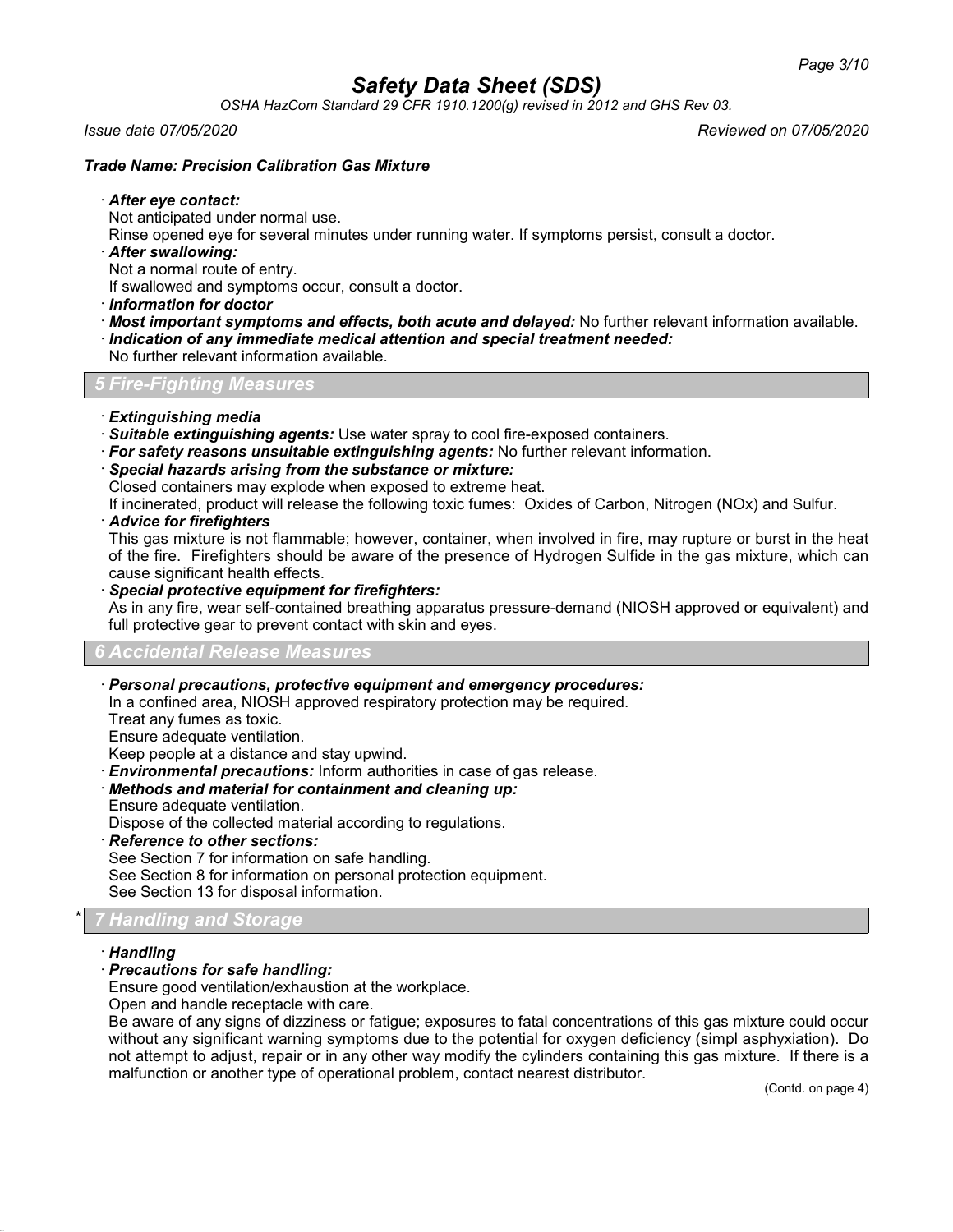**Trade Name: Precision Calibration Gas Mixture**

· ***After eye contact:***
Not anticipated under normal use.
Rinse opened eye for several minutes under running water. If symptoms persist, consult a doctor.

· ***After swallowing:***
Not a normal route of entry.
If swallowed and symptoms occur, consult a doctor.

· ***Information for doctor***

· ***Most important symptoms and effects, both acute and delayed:*** No further relevant information available.

· ***Indication of any immediate medical attention and special treatment needed:***
No further relevant information available.

## 5 Fire-Fighting Measures

· ***Extinguishing media***

· ***Suitable extinguishing agents:*** Use water spray to cool fire-exposed containers.

· ***For safety reasons unsuitable extinguishing agents:*** No further relevant information.

· ***Special hazards arising from the substance or mixture:***
Closed containers may explode when exposed to extreme heat.
If incinerated, product will release the following toxic fumes: Oxides of Carbon, Nitrogen (NOx) and Sulfur.

· ***Advice for firefighters***
This gas mixture is not flammable; however, container, when involved in fire, may rupture or burst in the heat of the fire. Firefighters should be aware of the presence of Hydrogen Sulfide in the gas mixture, which can cause significant health effects.

· ***Special protective equipment for firefighters:***
As in any fire, wear self-contained breathing apparatus pressure-demand (NIOSH approved or equivalent) and full protective gear to prevent contact with skin and eyes.

## 6 Accidental Release Measures

· ***Personal precautions, protective equipment and emergency procedures:***
In a confined area, NIOSH approved respiratory protection may be required.
Treat any fumes as toxic.
Ensure adequate ventilation.
Keep people at a distance and stay upwind.

· ***Environmental precautions:*** Inform authorities in case of gas release.

· ***Methods and material for containment and cleaning up:***
Ensure adequate ventilation.
Dispose of the collected material according to regulations.

· ***Reference to other sections:***
See Section 7 for information on safe handling.
See Section 8 for information on personal protection equipment.
See Section 13 for disposal information.

## * 7 Handling and Storage

· ***Handling***

· ***Precautions for safe handling:***
Ensure good ventilation/exhaustion at the workplace.
Open and handle receptacle with care.
Be aware of any signs of dizziness or fatigue; exposures to fatal concentrations of this gas mixture could occur without any significant warning symptoms due to the potential for oxygen deficiency (simpl asphyxiation). Do not attempt to adjust, repair or in any other way modify the cylinders containing this gas mixture. If there is a malfunction or another type of operational problem, contact nearest distributor.

(Contd. on page 4)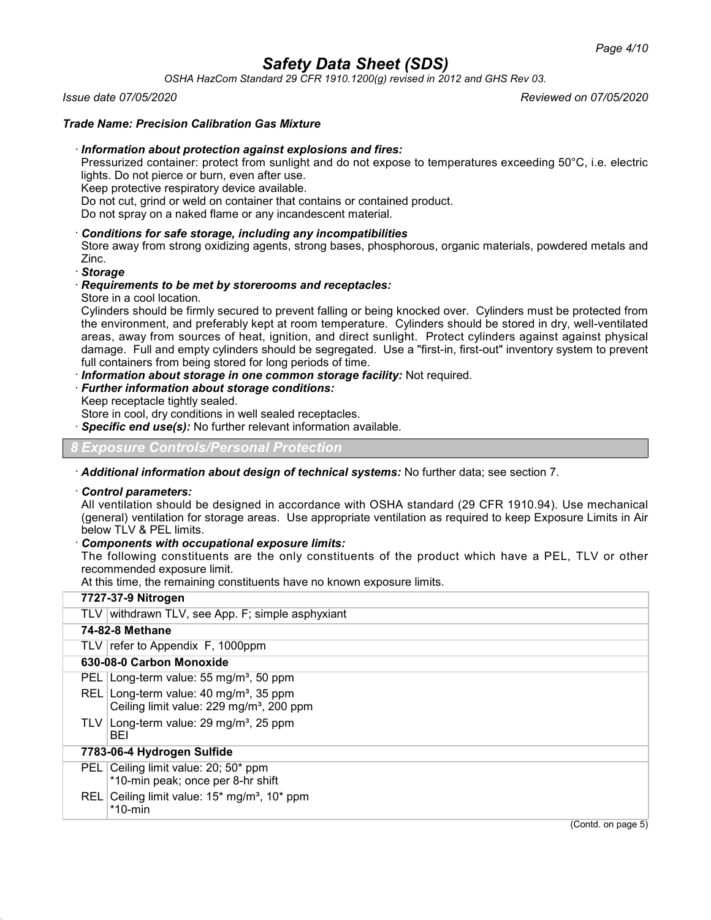# Safety Data Sheet (SDS)

*OSHA HazCom Standard 29 CFR 1910.1200(g) revised in 2012 and GHS Rev 03.*

*Issue date 07/05/2020* *Reviewed on 07/05/2020*

***Trade Name: Precision Calibration Gas Mixture***

· ***Information about protection against explosions and fires:***
Pressurized container: protect from sunlight and do not expose to temperatures exceeding 50°C, i.e. electric lights. Do not pierce or burn, even after use.
Keep protective respiratory device available.
Do not cut, grind or weld on container that contains or contained product.
Do not spray on a naked flame or any incandescent material.

· ***Conditions for safe storage, including any incompatibilities***
Store away from strong oxidizing agents, strong bases, phosphorous, organic materials, powdered metals and Zinc.

· ***Storage***

· ***Requirements to be met by storerooms and receptacles:***
Store in a cool location.
Cylinders should be firmly secured to prevent falling or being knocked over. Cylinders must be protected from the environment, and preferably kept at room temperature. Cylinders should be stored in dry, well-ventilated areas, away from sources of heat, ignition, and direct sunlight. Protect cylinders against against physical damage. Full and empty cylinders should be segregated. Use a "first-in, first-out" inventory system to prevent full containers from being stored for long periods of time.

· ***Information about storage in one common storage facility:*** Not required.

· ***Further information about storage conditions:***
Keep receptacle tightly sealed.
Store in cool, dry conditions in well sealed receptacles.

· ***Specific end use(s):*** No further relevant information available.

## 8 Exposure Controls/Personal Protection

· ***Additional information about design of technical systems:*** No further data; see section 7.

· ***Control parameters:***
All ventilation should be designed in accordance with OSHA standard (29 CFR 1910.94). Use mechanical (general) ventilation for storage areas. Use appropriate ventilation as required to keep Exposure Limits in Air below TLV & PEL limits.

· ***Components with occupational exposure limits:***
The following constituents are the only constituents of the product which have a PEL, TLV or other recommended exposure limit.
At this time, the remaining constituents have no known exposure limits.

| | |
|---|---|
| **7727-37-9 Nitrogen** | |
| TLV | withdrawn TLV, see App. F; simple asphyxiant |
| **74-82-8 Methane** | |
| TLV | refer to Appendix F, 1000ppm |
| **630-08-0 Carbon Monoxide** | |
| PEL | Long-term value: 55 mg/m³, 50 ppm |
| REL | Long-term value: 40 mg/m³, 35 ppm<br>Ceiling limit value: 229 mg/m³, 200 ppm |
| TLV | Long-term value: 29 mg/m³, 25 ppm<br>BEI |
| **7783-06-4 Hydrogen Sulfide** | |
| PEL | Ceiling limit value: 20; 50* ppm<br>*10-min peak; once per 8-hr shift |
| REL | Ceiling limit value: 15* mg/m³, 10* ppm<br>*10-min |

(Contd. on page 5)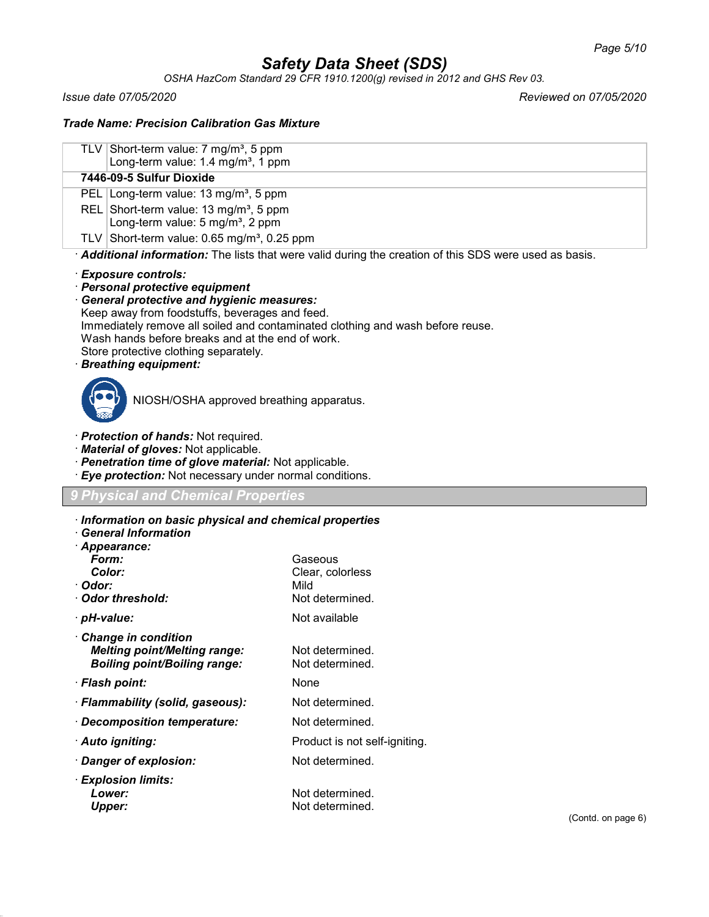| | |
|---|---|
| TLV | Short-term value: 7 mg/m³, 5 ppm<br>Long-term value: 1.4 mg/m³, 1 ppm |
| **7446-09-5 Sulfur Dioxide** | |
| PEL | Long-term value: 13 mg/m³, 5 ppm |
| REL | Short-term value: 13 mg/m³, 5 ppm<br>Long-term value: 5 mg/m³, 2 ppm |
| TLV | Short-term value: 0.65 mg/m³, 0.25 ppm |

· ***Additional information:*** The lists that were valid during the creation of this SDS were used as basis.

· ***Exposure controls:***
· ***Personal protective equipment***
· ***General protective and hygienic measures:***
Keep away from foodstuffs, beverages and feed.
Immediately remove all soiled and contaminated clothing and wash before reuse.
Wash hands before breaks and at the end of work.
Store protective clothing separately.
· ***Breathing equipment:***

NIOSH/OSHA approved breathing apparatus.

· ***Protection of hands:*** Not required.
· ***Material of gloves:*** Not applicable.
· ***Penetration time of glove material:*** Not applicable.
· ***Eye protection:*** Not necessary under normal conditions.

## *9 Physical and Chemical Properties*

· ***Information on basic physical and chemical properties***
· ***General Information***

| | |
|---|---|
| · ***Appearance:*** | |
| ***Form:*** | Gaseous |
| ***Color:*** | Clear, colorless |
| · ***Odor:*** | Mild |
| · ***Odor threshold:*** | Not determined. |
| · ***pH-value:*** | Not available |
| · ***Change in condition*** | |
| ***Melting point/Melting range:*** | Not determined. |
| ***Boiling point/Boiling range:*** | Not determined. |
| · ***Flash point:*** | None |
| · ***Flammability (solid, gaseous):*** | Not determined. |
| · ***Decomposition temperature:*** | Not determined. |
| · ***Auto igniting:*** | Product is not self-igniting. |
| · ***Danger of explosion:*** | Not determined. |
| · ***Explosion limits:*** | |
| ***Lower:*** | Not determined. |
| ***Upper:*** | Not determined. |

(Contd. on page 6)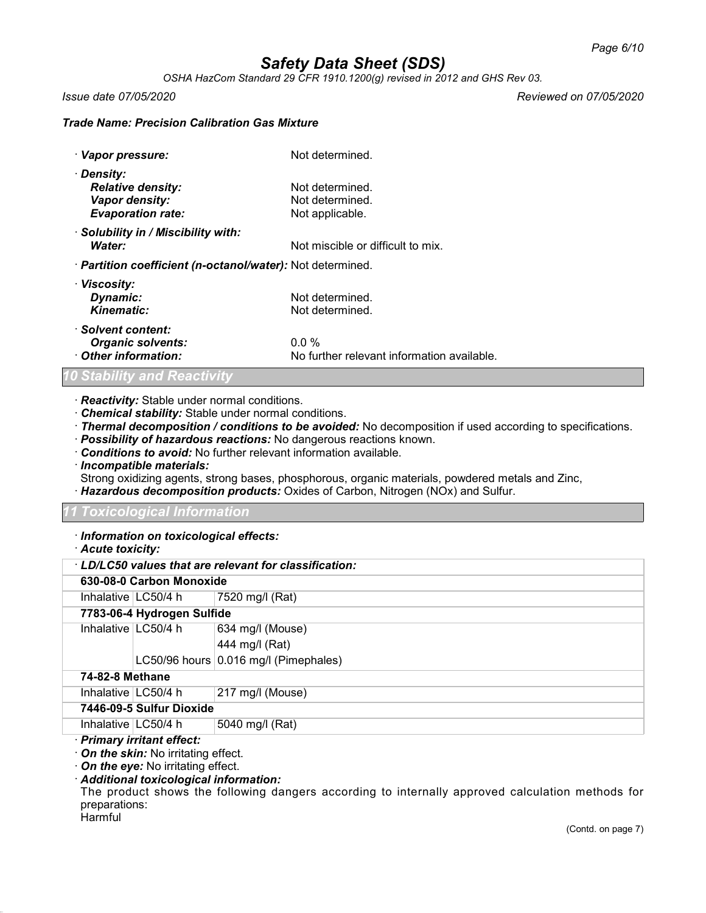· **Vapor pressure:** Not determined.

· **Density:**
  - **Relative density:** Not determined.
  - **Vapor density:** Not determined.
  - **Evaporation rate:** Not applicable.

· **Solubility in / Miscibility with:**
  - **Water:** Not miscible or difficult to mix.

· **Partition coefficient (n-octanol/water):** Not determined.

· **Viscosity:**
  - **Dynamic:** Not determined.
  - **Kinematic:** Not determined.

· **Solvent content:**
  - **Organic solvents:** 0.0 %

· **Other information:** No further relevant information available.

## 10 Stability and Reactivity

· **Reactivity:** Stable under normal conditions.
· **Chemical stability:** Stable under normal conditions.
· **Thermal decomposition / conditions to be avoided:** No decomposition if used according to specifications.
· **Possibility of hazardous reactions:** No dangerous reactions known.
· **Conditions to avoid:** No further relevant information available.
· **Incompatible materials:**
Strong oxidizing agents, strong bases, phosphorous, organic materials, powdered metals and Zinc,
· **Hazardous decomposition products:** Oxides of Carbon, Nitrogen (NOx) and Sulfur.

## 11 Toxicological Information

· **Information on toxicological effects:**
· **Acute toxicity:**

| · **LD/LC50 values that are relevant for classification:** | | |
|---|---|---|
| **630-08-0 Carbon Monoxide** | | |
| Inhalative | LC50/4 h | 7520 mg/l (Rat) |
| **7783-06-4 Hydrogen Sulfide** | | |
| Inhalative | LC50/4 h | 634 mg/l (Mouse) |
| | | 444 mg/l (Rat) |
| | LC50/96 hours | 0.016 mg/l (Pimephales) |
| **74-82-8 Methane** | | |
| Inhalative | LC50/4 h | 217 mg/l (Mouse) |
| **7446-09-5 Sulfur Dioxide** | | |
| Inhalative | LC50/4 h | 5040 mg/l (Rat) |

· **Primary irritant effect:**
· **On the skin:** No irritating effect.
· **On the eye:** No irritating effect.
· **Additional toxicological information:**
The product shows the following dangers according to internally approved calculation methods for preparations:
Harmful

(Contd. on page 7)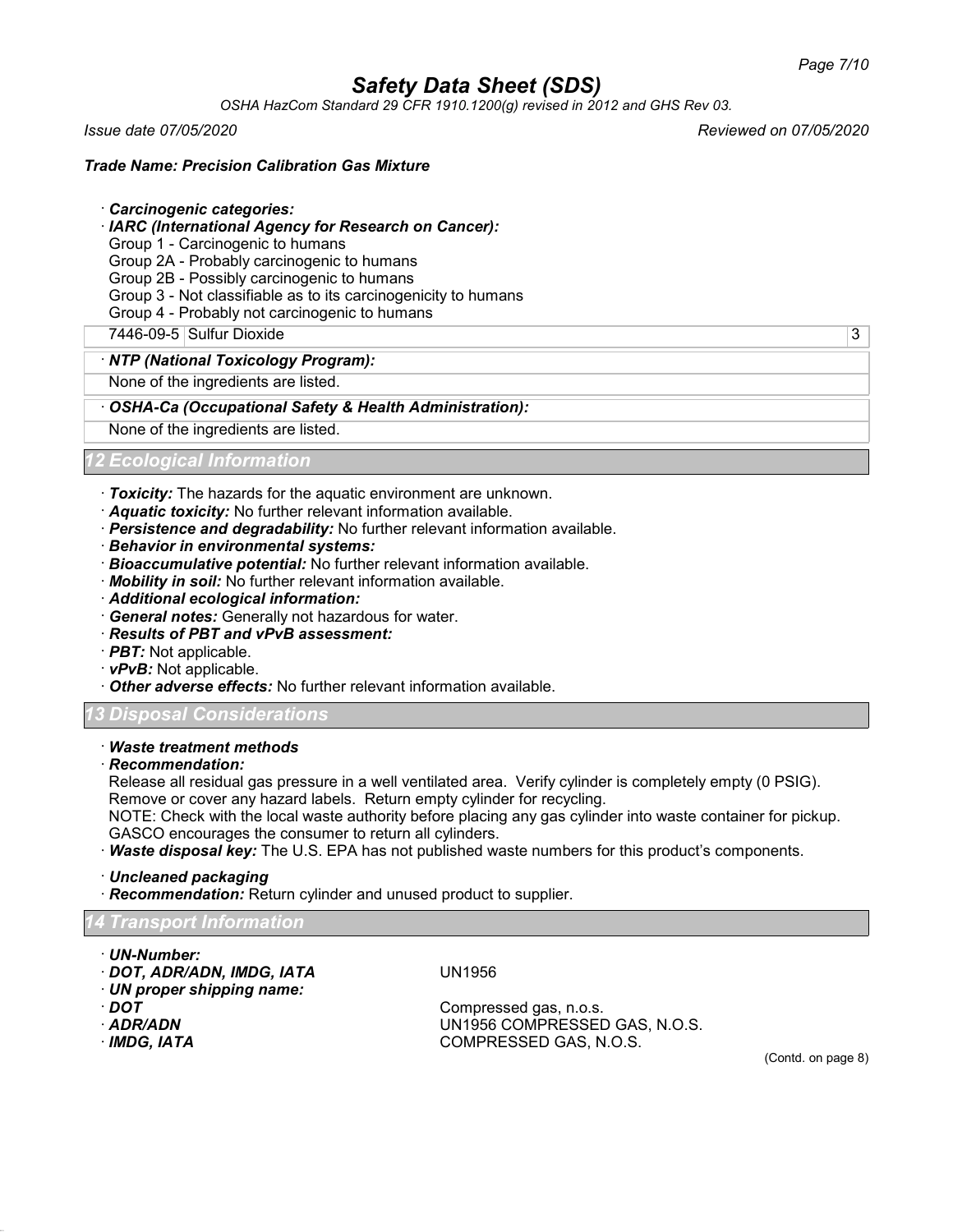· ***Carcinogenic categories:***

· ***IARC (International Agency for Research on Cancer):***

Group 1 - Carcinogenic to humans
Group 2A - Probably carcinogenic to humans
Group 2B - Possibly carcinogenic to humans
Group 3 - Not classifiable as to its carcinogenicity to humans
Group 4 - Probably not carcinogenic to humans

| | | |
|---|---|---|
| 7446-09-5 | Sulfur Dioxide | 3 |

· ***NTP (National Toxicology Program):***

None of the ingredients are listed.

· ***OSHA-Ca (Occupational Safety & Health Administration):***

None of the ingredients are listed.

## 12 Ecological Information

· ***Toxicity:*** The hazards for the aquatic environment are unknown.
· ***Aquatic toxicity:*** No further relevant information available.
· ***Persistence and degradability:*** No further relevant information available.
· ***Behavior in environmental systems:***
· ***Bioaccumulative potential:*** No further relevant information available.
· ***Mobility in soil:*** No further relevant information available.
· ***Additional ecological information:***
· ***General notes:*** Generally not hazardous for water.
· ***Results of PBT and vPvB assessment:***
· ***PBT:*** Not applicable.
· ***vPvB:*** Not applicable.
· ***Other adverse effects:*** No further relevant information available.

## 13 Disposal Considerations

· ***Waste treatment methods***

· ***Recommendation:***

Release all residual gas pressure in a well ventilated area. Verify cylinder is completely empty (0 PSIG). Remove or cover any hazard labels. Return empty cylinder for recycling.
NOTE: Check with the local waste authority before placing any gas cylinder into waste container for pickup. GASCO encourages the consumer to return all cylinders.

· ***Waste disposal key:*** The U.S. EPA has not published waste numbers for this product's components.

· ***Uncleaned packaging***

· ***Recommendation:*** Return cylinder and unused product to supplier.

## 14 Transport Information

· ***UN-Number:***

· ***DOT, ADR/ADN, IMDG, IATA*** UN1956

· ***UN proper shipping name:***

· ***DOT*** Compressed gas, n.o.s.

· ***ADR/ADN*** UN1956 COMPRESSED GAS, N.O.S.

· ***IMDG, IATA*** COMPRESSED GAS, N.O.S.

(Contd. on page 8)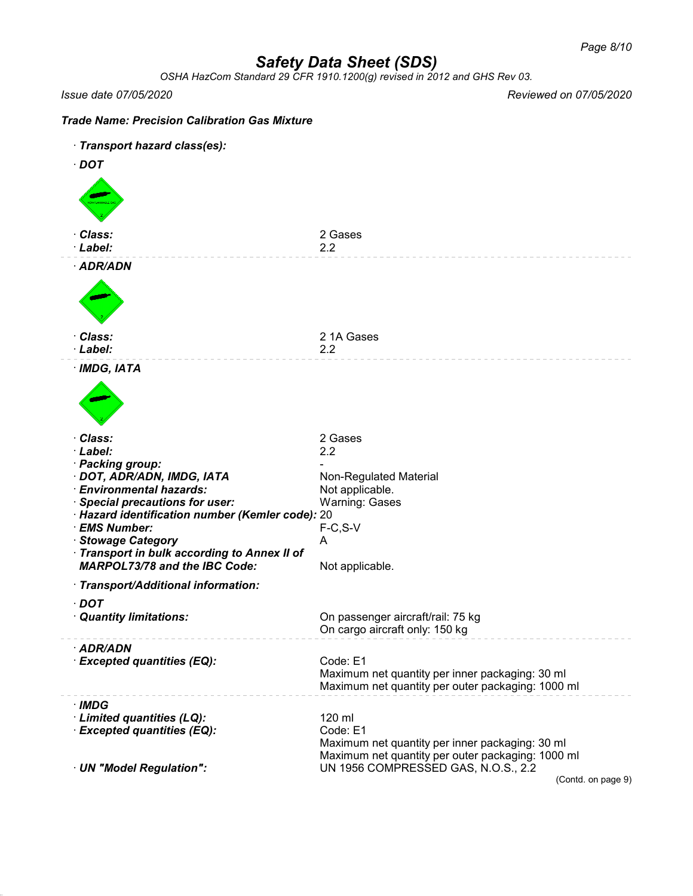Trade Name: Precision Calibration Gas Mixture

· **Transport hazard class(es):**

· **DOT**

· **Class:** 2 Gases
· **Label:** 2.2

· **ADR/ADN**

· **Class:** 2 1A Gases
· **Label:** 2.2

· **IMDG, IATA**

· **Class:** 2 Gases
· **Label:** 2.2
· **Packing group:** -
· **DOT, ADR/ADN, IMDG, IATA** Non-Regulated Material
· **Environmental hazards:** Not applicable.
· **Special precautions for user:** Warning: Gases
· **Hazard identification number (Kemler code):** 20
· **EMS Number:** F-C,S-V
· **Stowage Category** A
· **Transport in bulk according to Annex II of MARPOL73/78 and the IBC Code:** Not applicable.

· **Transport/Additional information:**

· **DOT**
· **Quantity limitations:** On passenger aircraft/rail: 75 kg
On cargo aircraft only: 150 kg

· **ADR/ADN**
· **Excepted quantities (EQ):** Code: E1
Maximum net quantity per inner packaging: 30 ml
Maximum net quantity per outer packaging: 1000 ml

· **IMDG**
· **Limited quantities (LQ):** 120 ml
· **Excepted quantities (EQ):** Code: E1
Maximum net quantity per inner packaging: 30 ml
Maximum net quantity per outer packaging: 1000 ml
· **UN "Model Regulation":** UN 1956 COMPRESSED GAS, N.O.S., 2.2

(Contd. on page 9)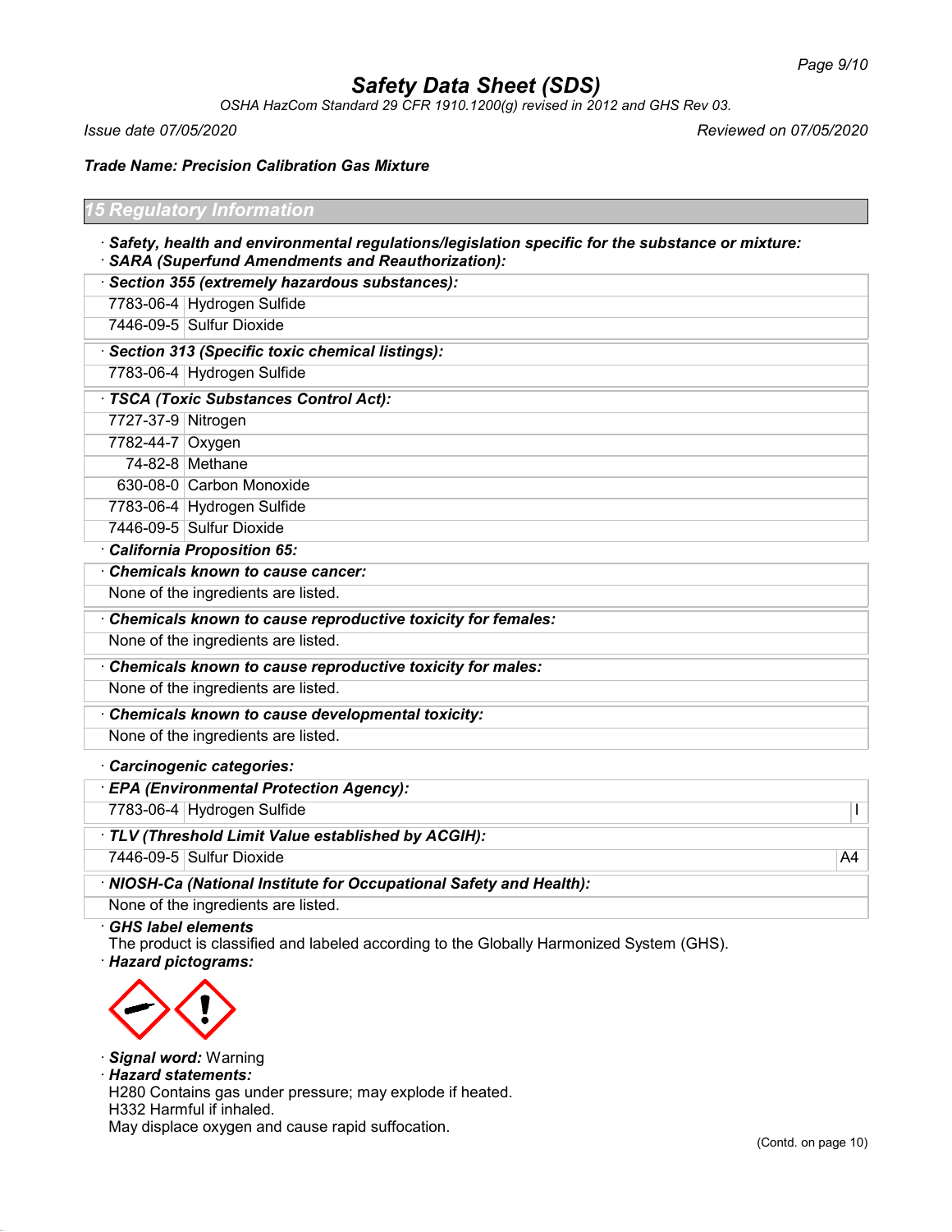# Safety Data Sheet (SDS)

*OSHA HazCom Standard 29 CFR 1910.1200(g) revised in 2012 and GHS Rev 03.*

*Issue date 07/05/2020* *Reviewed on 07/05/2020*

***Trade Name: Precision Calibration Gas Mixture***

## 15 Regulatory Information

· ***Safety, health and environmental regulations/legislation specific for the substance or mixture:***
· ***SARA (Superfund Amendments and Reauthorization):***

| · **Section 355 (extremely hazardous substances):** | |
|---|---|
| 7783-06-4 | Hydrogen Sulfide |
| 7446-09-5 | Sulfur Dioxide |

| · **Section 313 (Specific toxic chemical listings):** | |
|---|---|
| 7783-06-4 | Hydrogen Sulfide |

| · **TSCA (Toxic Substances Control Act):** | |
|---|---|
| 7727-37-9 | Nitrogen |
| 7782-44-7 | Oxygen |
| 74-82-8 | Methane |
| 630-08-0 | Carbon Monoxide |
| 7783-06-4 | Hydrogen Sulfide |
| 7446-09-5 | Sulfur Dioxide |

· ***California Proposition 65:***

| · **Chemicals known to cause cancer:** |
|---|
| None of the ingredients are listed. |

| · **Chemicals known to cause reproductive toxicity for females:** |
|---|
| None of the ingredients are listed. |

| · **Chemicals known to cause reproductive toxicity for males:** |
|---|
| None of the ingredients are listed. |

| · **Chemicals known to cause developmental toxicity:** |
|---|
| None of the ingredients are listed. |

· ***Carcinogenic categories:***

| · **EPA (Environmental Protection Agency):** | | |
|---|---|---|
| 7783-06-4 | Hydrogen Sulfide | I |

| · **TLV (Threshold Limit Value established by ACGIH):** | | |
|---|---|---|
| 7446-09-5 | Sulfur Dioxide | A4 |

| · **NIOSH-Ca (National Institute for Occupational Safety and Health):** |
|---|
| None of the ingredients are listed. |

· ***GHS label elements***
The product is classified and labeled according to the Globally Harmonized System (GHS).
· ***Hazard pictograms:***

· ***Signal word:*** Warning
· ***Hazard statements:***
H280 Contains gas under pressure; may explode if heated.
H332 Harmful if inhaled.
May displace oxygen and cause rapid suffocation.

(Contd. on page 10)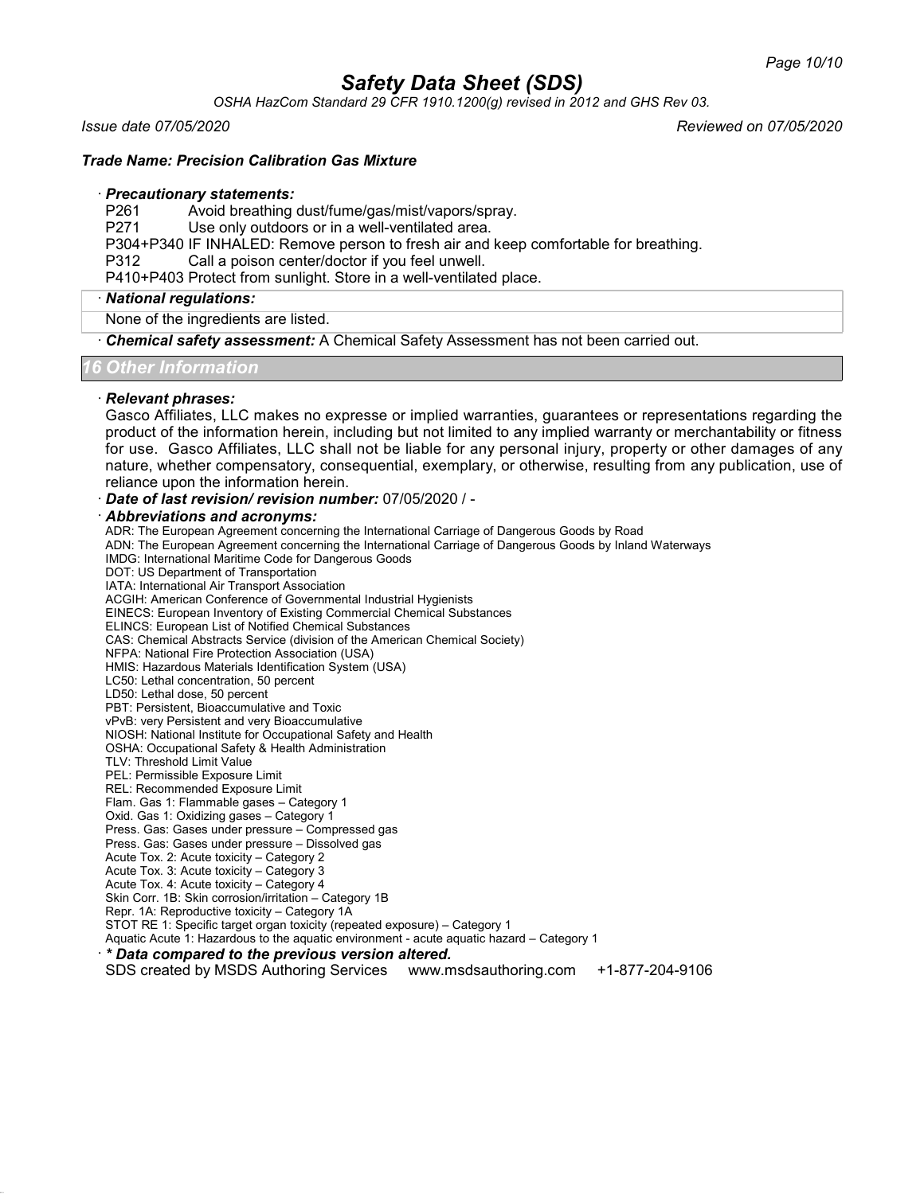# Safety Data Sheet (SDS)

*OSHA HazCom Standard 29 CFR 1910.1200(g) revised in 2012 and GHS Rev 03.*

*Issue date 07/05/2020* *Reviewed on 07/05/2020*

***Trade Name: Precision Calibration Gas Mixture***

· ***Precautionary statements:***

P261 Avoid breathing dust/fume/gas/mist/vapors/spray.
P271 Use only outdoors or in a well-ventilated area.
P304+P340 IF INHALED: Remove person to fresh air and keep comfortable for breathing.
P312 Call a poison center/doctor if you feel unwell.
P410+P403 Protect from sunlight. Store in a well-ventilated place.

· ***National regulations:***

None of the ingredients are listed.

· ***Chemical safety assessment:*** A Chemical Safety Assessment has not been carried out.

## 16 Other Information

· ***Relevant phrases:***

Gasco Affiliates, LLC makes no expresse or implied warranties, guarantees or representations regarding the product of the information herein, including but not limited to any implied warranty or merchantability or fitness for use. Gasco Affiliates, LLC shall not be liable for any personal injury, property or other damages of any nature, whether compensatory, consequential, exemplary, or otherwise, resulting from any publication, use of reliance upon the information herein.

· ***Date of last revision/ revision number:*** 07/05/2020 / -

· ***Abbreviations and acronyms:***

ADR: The European Agreement concerning the International Carriage of Dangerous Goods by Road
ADN: The European Agreement concerning the International Carriage of Dangerous Goods by Inland Waterways
IMDG: International Maritime Code for Dangerous Goods
DOT: US Department of Transportation
IATA: International Air Transport Association
ACGIH: American Conference of Governmental Industrial Hygienists
EINECS: European Inventory of Existing Commercial Chemical Substances
ELINCS: European List of Notified Chemical Substances
CAS: Chemical Abstracts Service (division of the American Chemical Society)
NFPA: National Fire Protection Association (USA)
HMIS: Hazardous Materials Identification System (USA)
LC50: Lethal concentration, 50 percent
LD50: Lethal dose, 50 percent
PBT: Persistent, Bioaccumulative and Toxic
vPvB: very Persistent and very Bioaccumulative
NIOSH: National Institute for Occupational Safety and Health
OSHA: Occupational Safety & Health Administration
TLV: Threshold Limit Value
PEL: Permissible Exposure Limit
REL: Recommended Exposure Limit
Flam. Gas 1: Flammable gases – Category 1
Oxid. Gas 1: Oxidizing gases – Category 1
Press. Gas: Gases under pressure – Compressed gas
Press. Gas: Gases under pressure – Dissolved gas
Acute Tox. 2: Acute toxicity – Category 2
Acute Tox. 3: Acute toxicity – Category 3
Acute Tox. 4: Acute toxicity – Category 4
Skin Corr. 1B: Skin corrosion/irritation – Category 1B
Repr. 1A: Reproductive toxicity – Category 1A
STOT RE 1: Specific target organ toxicity (repeated exposure) – Category 1
Aquatic Acute 1: Hazardous to the aquatic environment - acute aquatic hazard – Category 1

· ***\* Data compared to the previous version altered.***

SDS created by MSDS Authoring Services www.msdsauthoring.com +1-877-204-9106